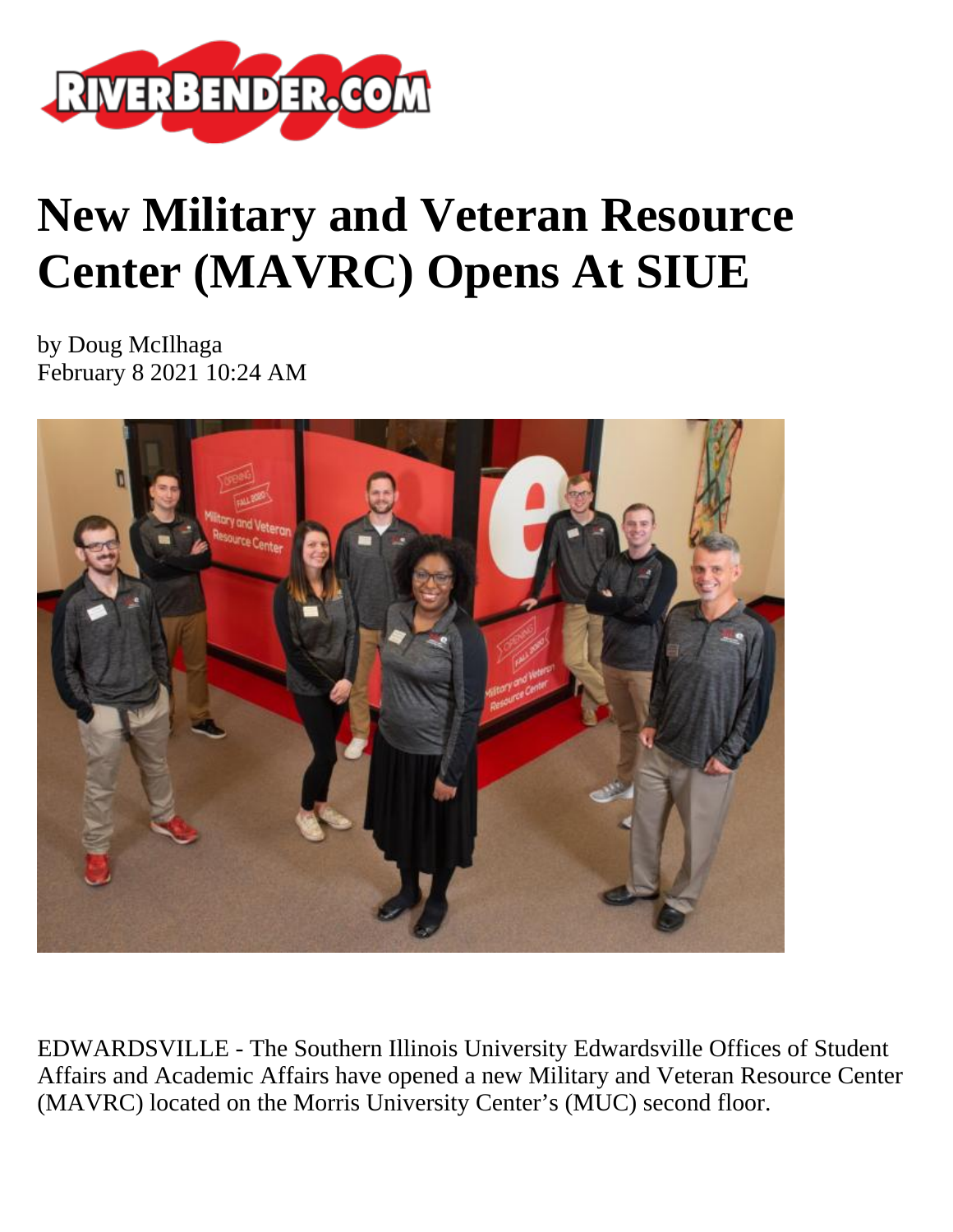# New Military and Veteran Resource Center (MAVRC) Opens At SIUE

by Doug McIlhaga
February 8 2021 10:24 AM

EDWARDSVILLE - The Southern Illinois University Edwardsville Offices of Student Affairs and Academic Affairs have opened a new Military and Veteran Resource Center (MAVRC) located on the Morris University Center's (MUC) second floor.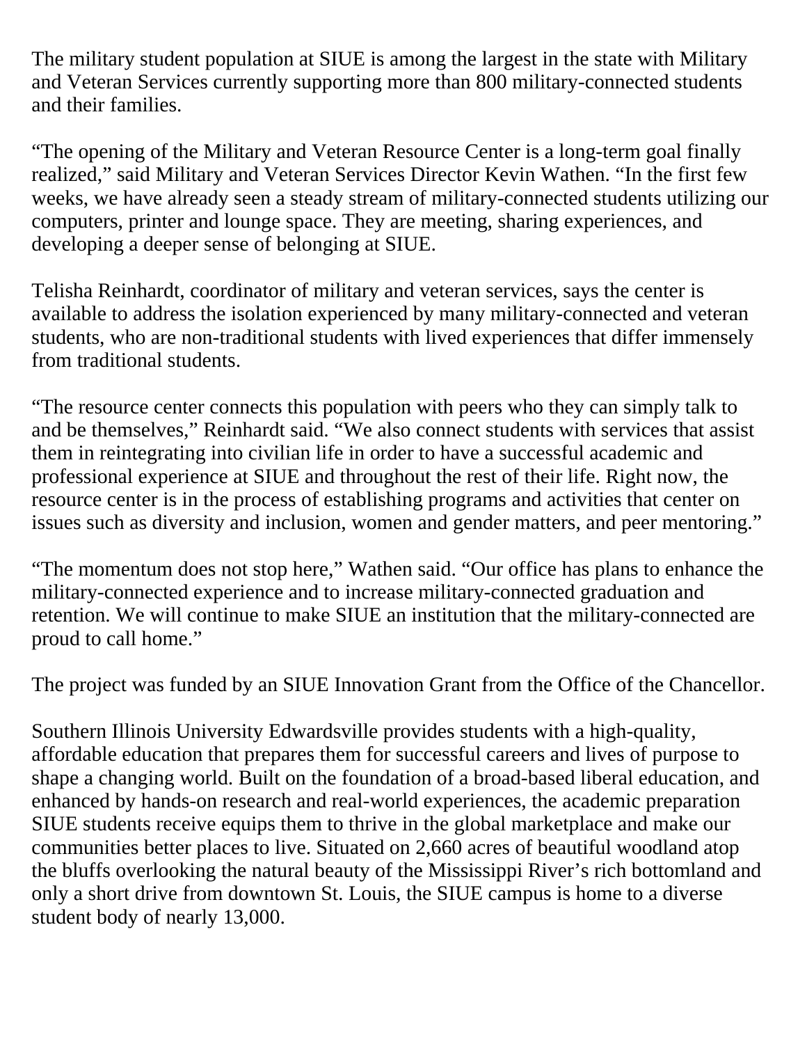The military student population at SIUE is among the largest in the state with Military and Veteran Services currently supporting more than 800 military-connected students and their families.

“The opening of the Military and Veteran Resource Center is a long-term goal finally realized,” said Military and Veteran Services Director Kevin Wathen. “In the first few weeks, we have already seen a steady stream of military-connected students utilizing our computers, printer and lounge space. They are meeting, sharing experiences, and developing a deeper sense of belonging at SIUE.

Telisha Reinhardt, coordinator of military and veteran services, says the center is available to address the isolation experienced by many military-connected and veteran students, who are non-traditional students with lived experiences that differ immensely from traditional students.

“The resource center connects this population with peers who they can simply talk to and be themselves,” Reinhardt said. “We also connect students with services that assist them in reintegrating into civilian life in order to have a successful academic and professional experience at SIUE and throughout the rest of their life. Right now, the resource center is in the process of establishing programs and activities that center on issues such as diversity and inclusion, women and gender matters, and peer mentoring.”

“The momentum does not stop here,” Wathen said. “Our office has plans to enhance the military-connected experience and to increase military-connected graduation and retention. We will continue to make SIUE an institution that the military-connected are proud to call home.”

The project was funded by an SIUE Innovation Grant from the Office of the Chancellor.

Southern Illinois University Edwardsville provides students with a high-quality, affordable education that prepares them for successful careers and lives of purpose to shape a changing world. Built on the foundation of a broad-based liberal education, and enhanced by hands-on research and real-world experiences, the academic preparation SIUE students receive equips them to thrive in the global marketplace and make our communities better places to live. Situated on 2,660 acres of beautiful woodland atop the bluffs overlooking the natural beauty of the Mississippi River’s rich bottomland and only a short drive from downtown St. Louis, the SIUE campus is home to a diverse student body of nearly 13,000.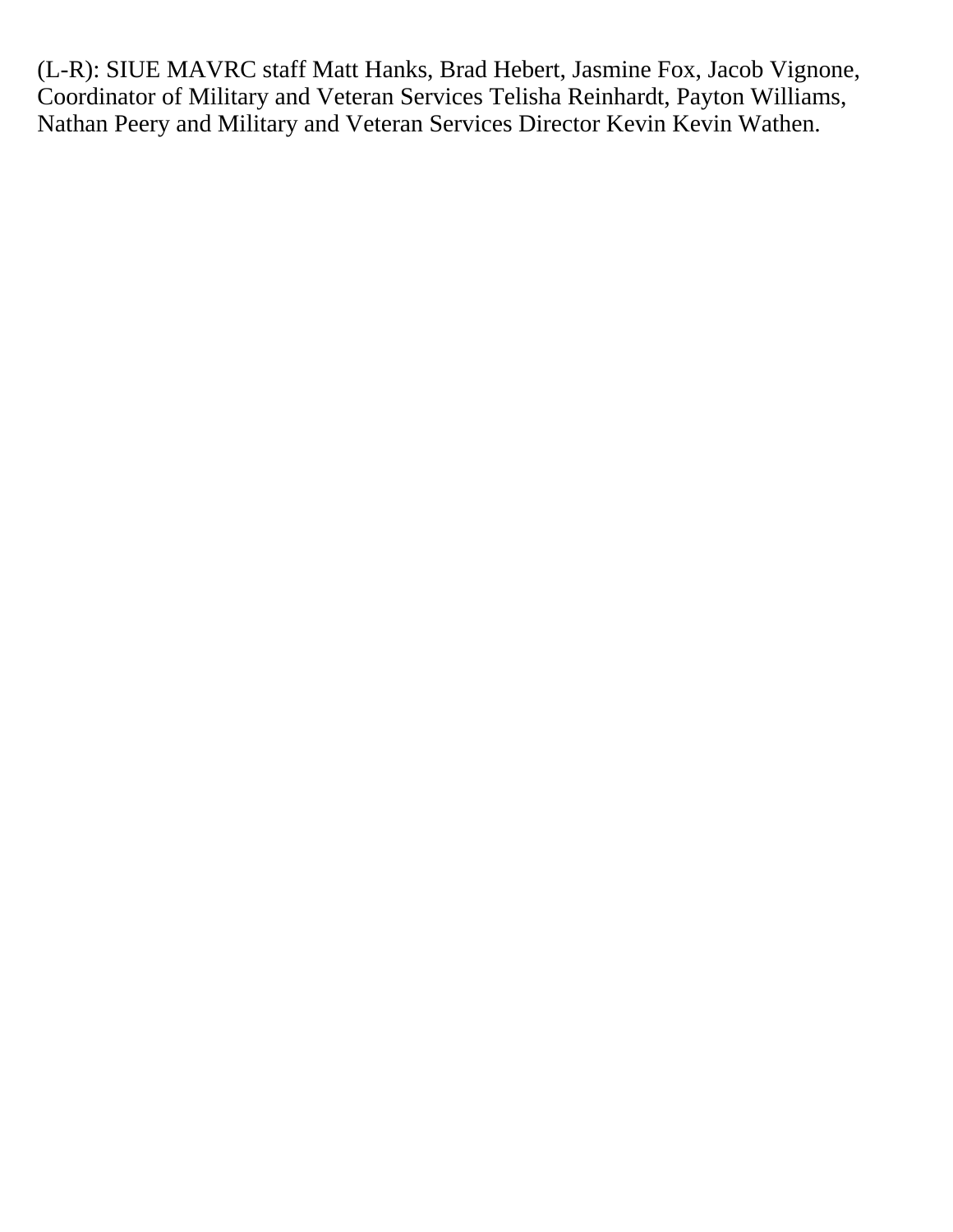(L-R): SIUE MAVRC staff Matt Hanks, Brad Hebert, Jasmine Fox, Jacob Vignone, Coordinator of Military and Veteran Services Telisha Reinhardt, Payton Williams, Nathan Peery and Military and Veteran Services Director Kevin Kevin Wathen.